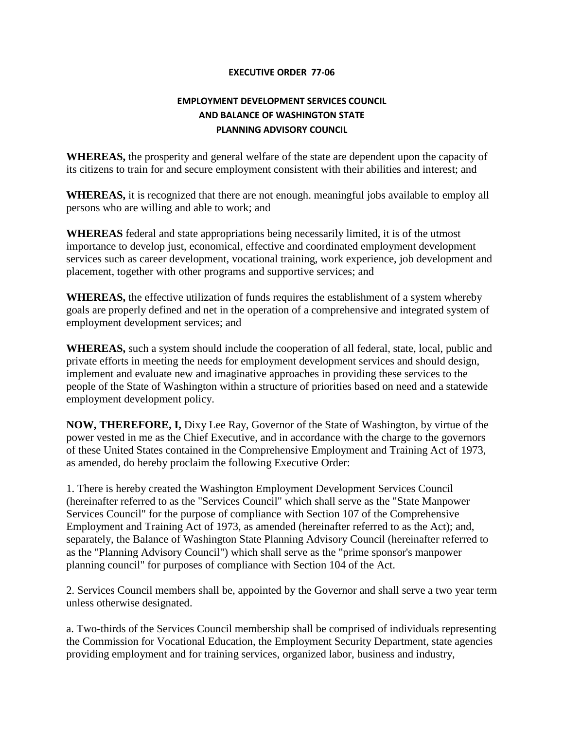**EXECUTIVE ORDER 77-06**

**EMPLOYMENT DEVELOPMENT SERVICES COUNCIL**
**AND BALANCE OF WASHINGTON STATE**
**PLANNING ADVISORY COUNCIL**

**WHEREAS,** the prosperity and general welfare of the state are dependent upon the capacity of its citizens to train for and secure employment consistent with their abilities and interest; and

**WHEREAS,** it is recognized that there are not enough. meaningful jobs available to employ all persons who are willing and able to work; and

**WHEREAS** federal and state appropriations being necessarily limited, it is of the utmost importance to develop just, economical, effective and coordinated employment development services such as career development, vocational training, work experience, job development and placement, together with other programs and supportive services; and

**WHEREAS,** the effective utilization of funds requires the establishment of a system whereby goals are properly defined and net in the operation of a comprehensive and integrated system of employment development services; and

**WHEREAS,** such a system should include the cooperation of all federal, state, local, public and private efforts in meeting the needs for employment development services and should design, implement and evaluate new and imaginative approaches in providing these services to the people of the State of Washington within a structure of priorities based on need and a statewide employment development policy.

**NOW, THEREFORE, I,** Dixy Lee Ray, Governor of the State of Washington, by virtue of the power vested in me as the Chief Executive, and in accordance with the charge to the governors of these United States contained in the Comprehensive Employment and Training Act of 1973, as amended, do hereby proclaim the following Executive Order:

1. There is hereby created the Washington Employment Development Services Council (hereinafter referred to as the "Services Council" which shall serve as the "State Manpower Services Council" for the purpose of compliance with Section 107 of the Comprehensive Employment and Training Act of 1973, as amended (hereinafter referred to as the Act); and, separately, the Balance of Washington State Planning Advisory Council (hereinafter referred to as the "Planning Advisory Council") which shall serve as the "prime sponsor's manpower planning council" for purposes of compliance with Section 104 of the Act.

2. Services Council members shall be, appointed by the Governor and shall serve a two year term unless otherwise designated.

a. Two-thirds of the Services Council membership shall be comprised of individuals representing the Commission for Vocational Education, the Employment Security Department, state agencies providing employment and for training services, organized labor, business and industry,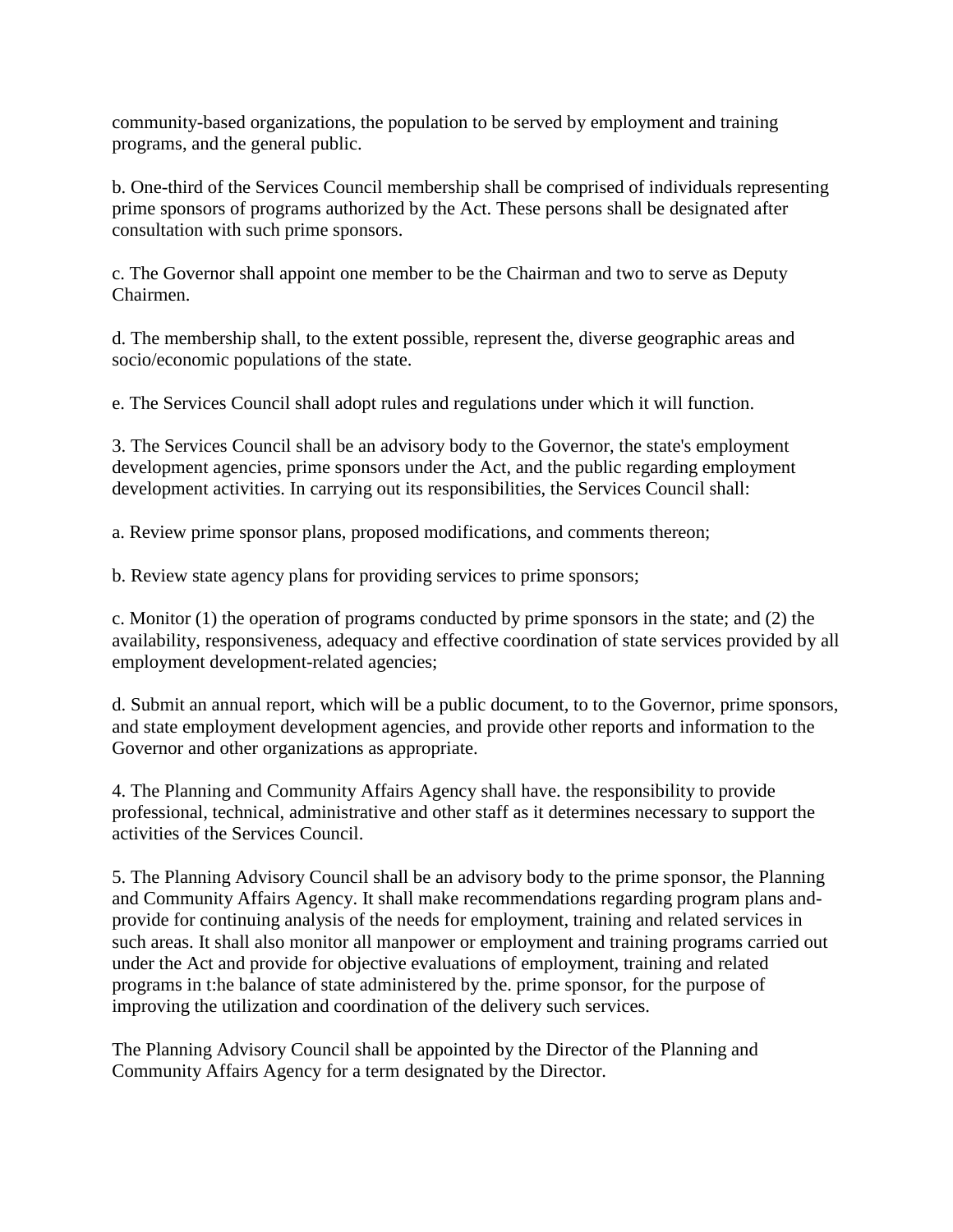community-based organizations, the population to be served by employment and training programs, and the general public.

b. One-third of the Services Council membership shall be comprised of individuals representing prime sponsors of programs authorized by the Act. These persons shall be designated after consultation with such prime sponsors.

c. The Governor shall appoint one member to be the Chairman and two to serve as Deputy Chairmen.

d. The membership shall, to the extent possible, represent the, diverse geographic areas and socio/economic populations of the state.

e. The Services Council shall adopt rules and regulations under which it will function.

3. The Services Council shall be an advisory body to the Governor, the state's employment development agencies, prime sponsors under the Act, and the public regarding employment development activities. In carrying out its responsibilities, the Services Council shall:

a. Review prime sponsor plans, proposed modifications, and comments thereon;

b. Review state agency plans for providing services to prime sponsors;

c. Monitor (1) the operation of programs conducted by prime sponsors in the state; and (2) the availability, responsiveness, adequacy and effective coordination of state services provided by all employment development-related agencies;

d. Submit an annual report, which will be a public document, to to the Governor, prime sponsors, and state employment development agencies, and provide other reports and information to the Governor and other organizations as appropriate.

4. The Planning and Community Affairs Agency shall have. the responsibility to provide professional, technical, administrative and other staff as it determines necessary to support the activities of the Services Council.

5. The Planning Advisory Council shall be an advisory body to the prime sponsor, the Planning and Community Affairs Agency. It shall make recommendations regarding program plans and-provide for continuing analysis of the needs for employment, training and related services in such areas. It shall also monitor all manpower or employment and training programs carried out under the Act and provide for objective evaluations of employment, training and related programs in t:he balance of state administered by the. prime sponsor, for the purpose of improving the utilization and coordination of the delivery such services.

The Planning Advisory Council shall be appointed by the Director of the Planning and Community Affairs Agency for a term designated by the Director.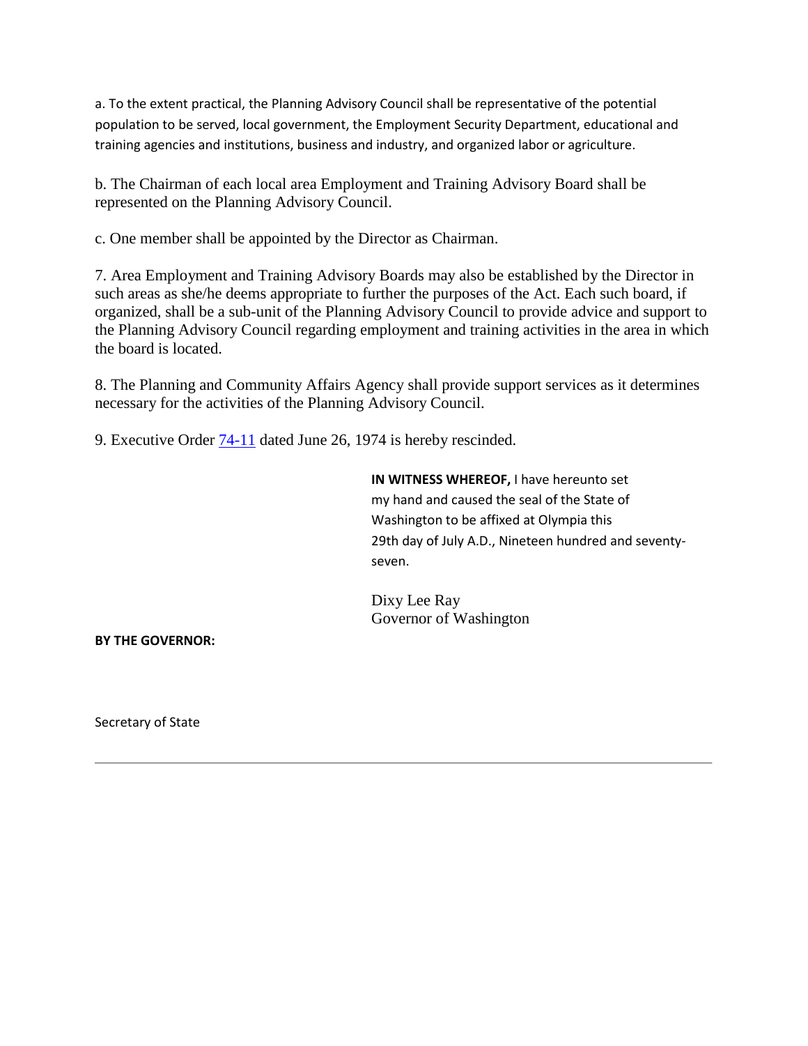a. To the extent practical, the Planning Advisory Council shall be representative of the potential population to be served, local government, the Employment Security Department, educational and training agencies and institutions, business and industry, and organized labor or agriculture.

b. The Chairman of each local area Employment and Training Advisory Board shall be represented on the Planning Advisory Council.

c. One member shall be appointed by the Director as Chairman.

7. Area Employment and Training Advisory Boards may also be established by the Director in such areas as she/he deems appropriate to further the purposes of the Act. Each such board, if organized, shall be a sub-unit of the Planning Advisory Council to provide advice and support to the Planning Advisory Council regarding employment and training activities in the area in which the board is located.

8. The Planning and Community Affairs Agency shall provide support services as it determines necessary for the activities of the Planning Advisory Council.

9. Executive Order 74-11 dated June 26, 1974 is hereby rescinded.

**IN WITNESS WHEREOF,** I have hereunto set my hand and caused the seal of the State of Washington to be affixed at Olympia this 29th day of July A.D., Nineteen hundred and seventy-seven.

Dixy Lee Ray
Governor of Washington

**BY THE GOVERNOR:**

Secretary of State